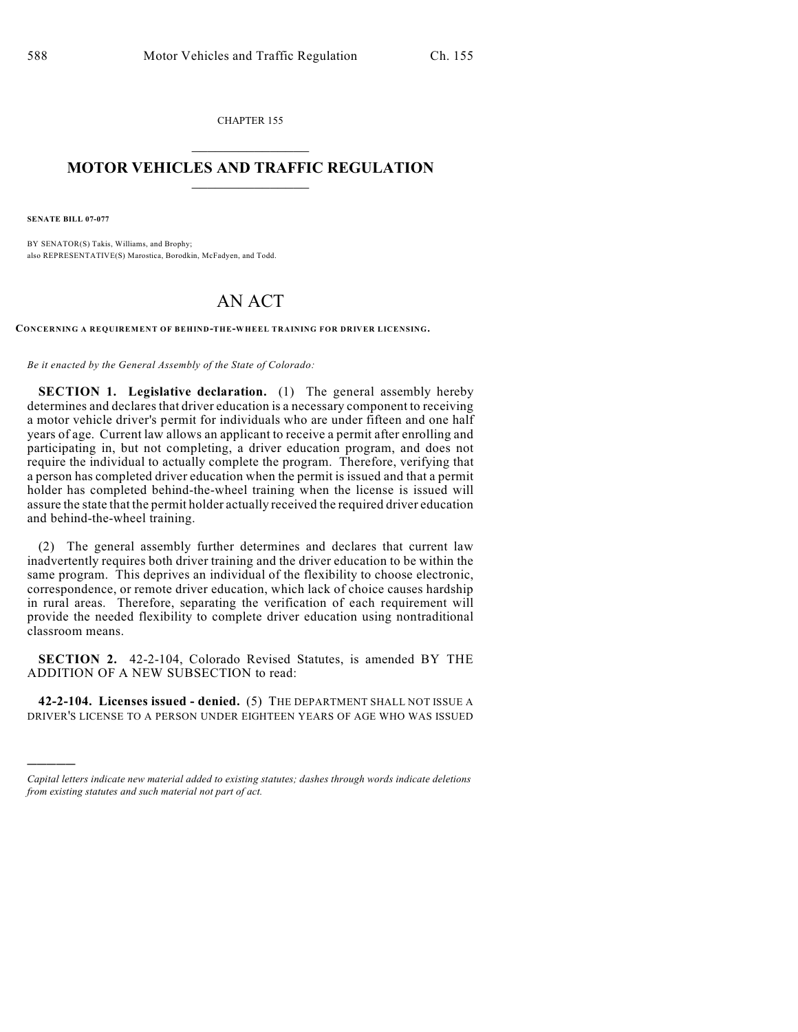CHAPTER 155

# MOTOR VEHICLES AND TRAFFIC REGULATION

**SENATE BILL 07-077**

BY SENATOR(S) Takis, Williams, and Brophy;
also REPRESENTATIVE(S) Marostica, Borodkin, McFadyen, and Todd.

# AN ACT

**CONCERNING A REQUIREMENT OF BEHIND-THE-WHEEL TRAINING FOR DRIVER LICENSING.**

*Be it enacted by the General Assembly of the State of Colorado:*

**SECTION 1. Legislative declaration.** (1) The general assembly hereby determines and declares that driver education is a necessary component to receiving a motor vehicle driver's permit for individuals who are under fifteen and one half years of age. Current law allows an applicant to receive a permit after enrolling and participating in, but not completing, a driver education program, and does not require the individual to actually complete the program. Therefore, verifying that a person has completed driver education when the permit is issued and that a permit holder has completed behind-the-wheel training when the license is issued will assure the state that the permit holder actually received the required driver education and behind-the-wheel training.

(2) The general assembly further determines and declares that current law inadvertently requires both driver training and the driver education to be within the same program. This deprives an individual of the flexibility to choose electronic, correspondence, or remote driver education, which lack of choice causes hardship in rural areas. Therefore, separating the verification of each requirement will provide the needed flexibility to complete driver education using nontraditional classroom means.

**SECTION 2.** 42-2-104, Colorado Revised Statutes, is amended BY THE ADDITION OF A NEW SUBSECTION to read:

**42-2-104. Licenses issued - denied.** (5) THE DEPARTMENT SHALL NOT ISSUE A DRIVER'S LICENSE TO A PERSON UNDER EIGHTEEN YEARS OF AGE WHO WAS ISSUED

---

*Capital letters indicate new material added to existing statutes; dashes through words indicate deletions from existing statutes and such material not part of act.*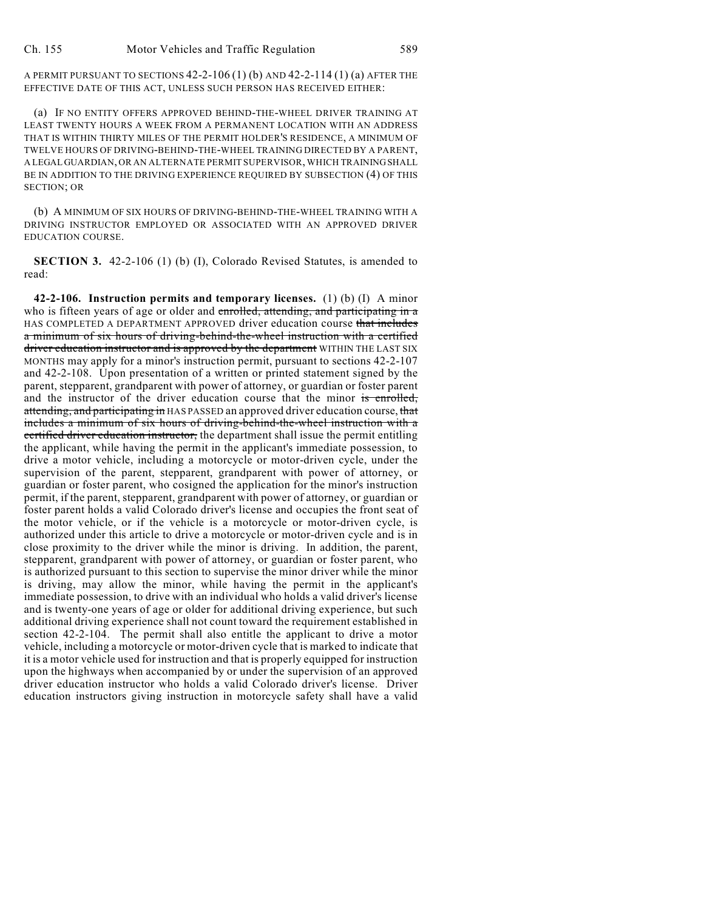A PERMIT PURSUANT TO SECTIONS 42-2-106 (1) (b) AND 42-2-114 (1) (a) AFTER THE EFFECTIVE DATE OF THIS ACT, UNLESS SUCH PERSON HAS RECEIVED EITHER:

(a) IF NO ENTITY OFFERS APPROVED BEHIND-THE-WHEEL DRIVER TRAINING AT LEAST TWENTY HOURS A WEEK FROM A PERMANENT LOCATION WITH AN ADDRESS THAT IS WITHIN THIRTY MILES OF THE PERMIT HOLDER'S RESIDENCE, A MINIMUM OF TWELVE HOURS OF DRIVING-BEHIND-THE-WHEEL TRAINING DIRECTED BY A PARENT, A LEGAL GUARDIAN, OR AN ALTERNATE PERMIT SUPERVISOR, WHICH TRAINING SHALL BE IN ADDITION TO THE DRIVING EXPERIENCE REQUIRED BY SUBSECTION (4) OF THIS SECTION; OR

(b) A MINIMUM OF SIX HOURS OF DRIVING-BEHIND-THE-WHEEL TRAINING WITH A DRIVING INSTRUCTOR EMPLOYED OR ASSOCIATED WITH AN APPROVED DRIVER EDUCATION COURSE.

**SECTION 3.** 42-2-106 (1) (b) (I), Colorado Revised Statutes, is amended to read:

**42-2-106. Instruction permits and temporary licenses.** (1) (b) (I) A minor who is fifteen years of age or older and ~~enrolled, attending, and participating in a~~ HAS COMPLETED A DEPARTMENT APPROVED driver education course ~~that includes a minimum of six hours of driving-behind-the-wheel instruction with a certified driver education instructor and is approved by the department~~ WITHIN THE LAST SIX MONTHS may apply for a minor's instruction permit, pursuant to sections 42-2-107 and 42-2-108. Upon presentation of a written or printed statement signed by the parent, stepparent, grandparent with power of attorney, or guardian or foster parent and the instructor of the driver education course that the minor ~~is enrolled, attending, and participating in~~ HAS PASSED an approved driver education course, ~~that includes a minimum of six hours of driving-behind-the-wheel instruction with a certified driver education instructor,~~ the department shall issue the permit entitling the applicant, while having the permit in the applicant's immediate possession, to drive a motor vehicle, including a motorcycle or motor-driven cycle, under the supervision of the parent, stepparent, grandparent with power of attorney, or guardian or foster parent, who cosigned the application for the minor's instruction permit, if the parent, stepparent, grandparent with power of attorney, or guardian or foster parent holds a valid Colorado driver's license and occupies the front seat of the motor vehicle, or if the vehicle is a motorcycle or motor-driven cycle, is authorized under this article to drive a motorcycle or motor-driven cycle and is in close proximity to the driver while the minor is driving. In addition, the parent, stepparent, grandparent with power of attorney, or guardian or foster parent, who is authorized pursuant to this section to supervise the minor driver while the minor is driving, may allow the minor, while having the permit in the applicant's immediate possession, to drive with an individual who holds a valid driver's license and is twenty-one years of age or older for additional driving experience, but such additional driving experience shall not count toward the requirement established in section 42-2-104. The permit shall also entitle the applicant to drive a motor vehicle, including a motorcycle or motor-driven cycle that is marked to indicate that it is a motor vehicle used for instruction and that is properly equipped for instruction upon the highways when accompanied by or under the supervision of an approved driver education instructor who holds a valid Colorado driver's license. Driver education instructors giving instruction in motorcycle safety shall have a valid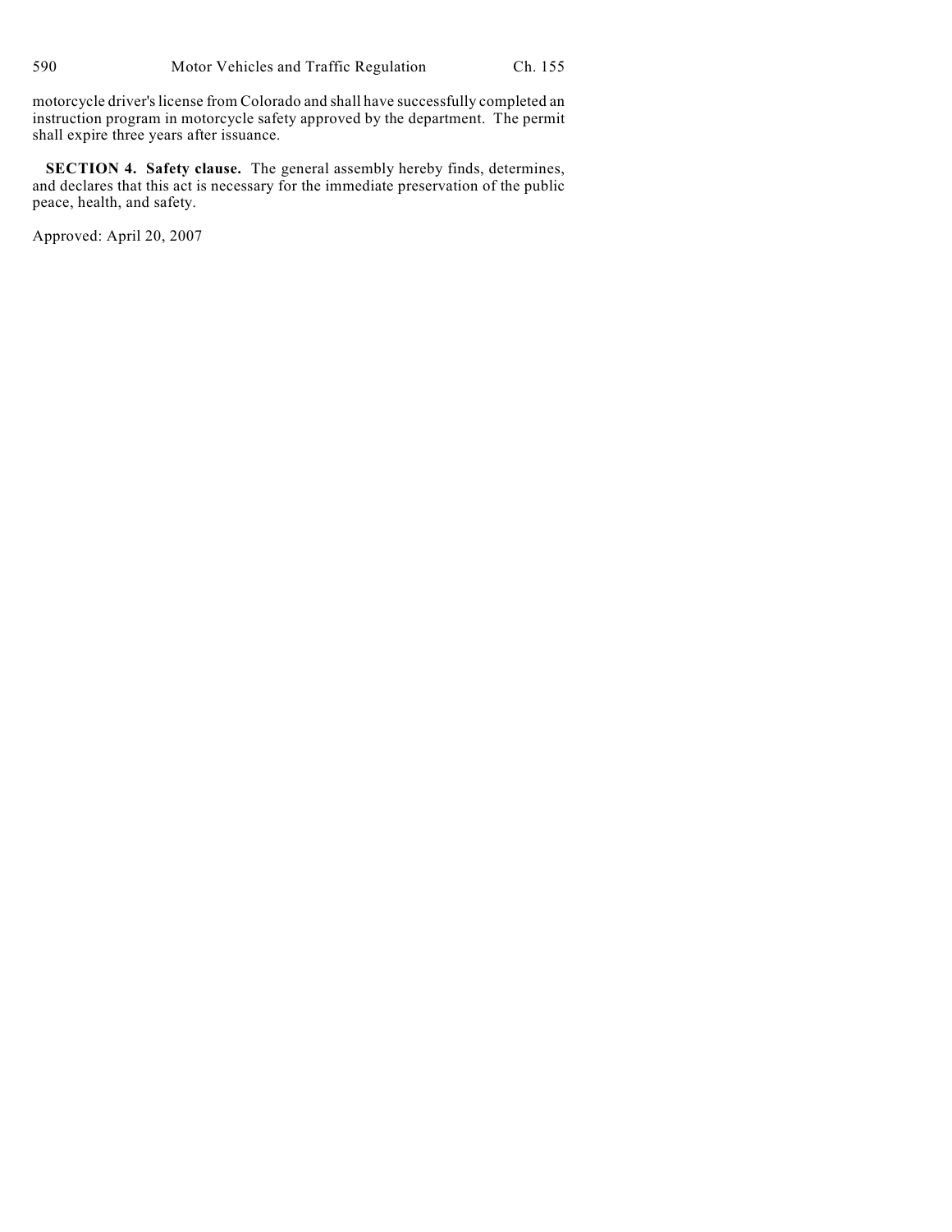motorcycle driver's license from Colorado and shall have successfully completed an instruction program in motorcycle safety approved by the department. The permit shall expire three years after issuance.

**SECTION 4. Safety clause.** The general assembly hereby finds, determines, and declares that this act is necessary for the immediate preservation of the public peace, health, and safety.

Approved: April 20, 2007